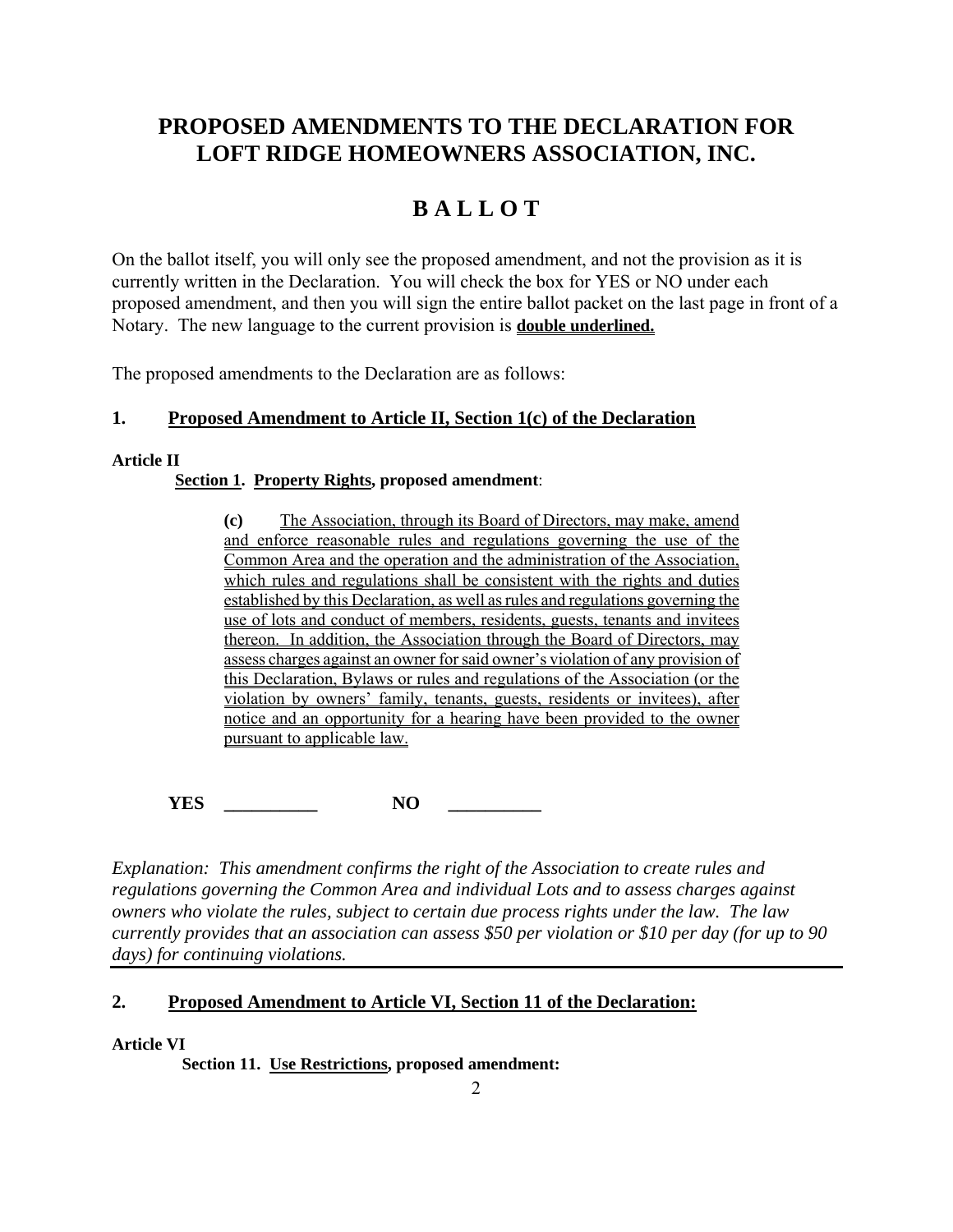# PROPOSED AMENDMENTS TO THE DECLARATION FOR LOFT RIDGE HOMEOWNERS ASSOCIATION, INC.

# B A L L O T

On the ballot itself, you will only see the proposed amendment, and not the provision as it is currently written in the Declaration. You will check the box for YES or NO under each proposed amendment, and then you will sign the entire ballot packet on the last page in front of a Notary. The new language to the current provision is **double underlined.**

The proposed amendments to the Declaration are as follows:

## 1. Proposed Amendment to Article II, Section 1(c) of the Declaration

**Article II**

**Section 1. Property Rights, proposed amendment**:

> **(c)** The Association, through its Board of Directors, may make, amend and enforce reasonable rules and regulations governing the use of the Common Area and the operation and the administration of the Association, which rules and regulations shall be consistent with the rights and duties established by this Declaration, as well as rules and regulations governing the use of lots and conduct of members, residents, guests, tenants and invitees thereon. In addition, the Association through the Board of Directors, may assess charges against an owner for said owner's violation of any provision of this Declaration, Bylaws or rules and regulations of the Association (or the violation by owners' family, tenants, guests, residents or invitees), after notice and an opportunity for a hearing have been provided to the owner pursuant to applicable law.

**YES** __________ **NO** __________

*Explanation: This amendment confirms the right of the Association to create rules and regulations governing the Common Area and individual Lots and to assess charges against owners who violate the rules, subject to certain due process rights under the law. The law currently provides that an association can assess $50 per violation or $10 per day (for up to 90 days) for continuing violations.*

---

## 2. Proposed Amendment to Article VI, Section 11 of the Declaration:

**Article VI**

**Section 11. Use Restrictions, proposed amendment:**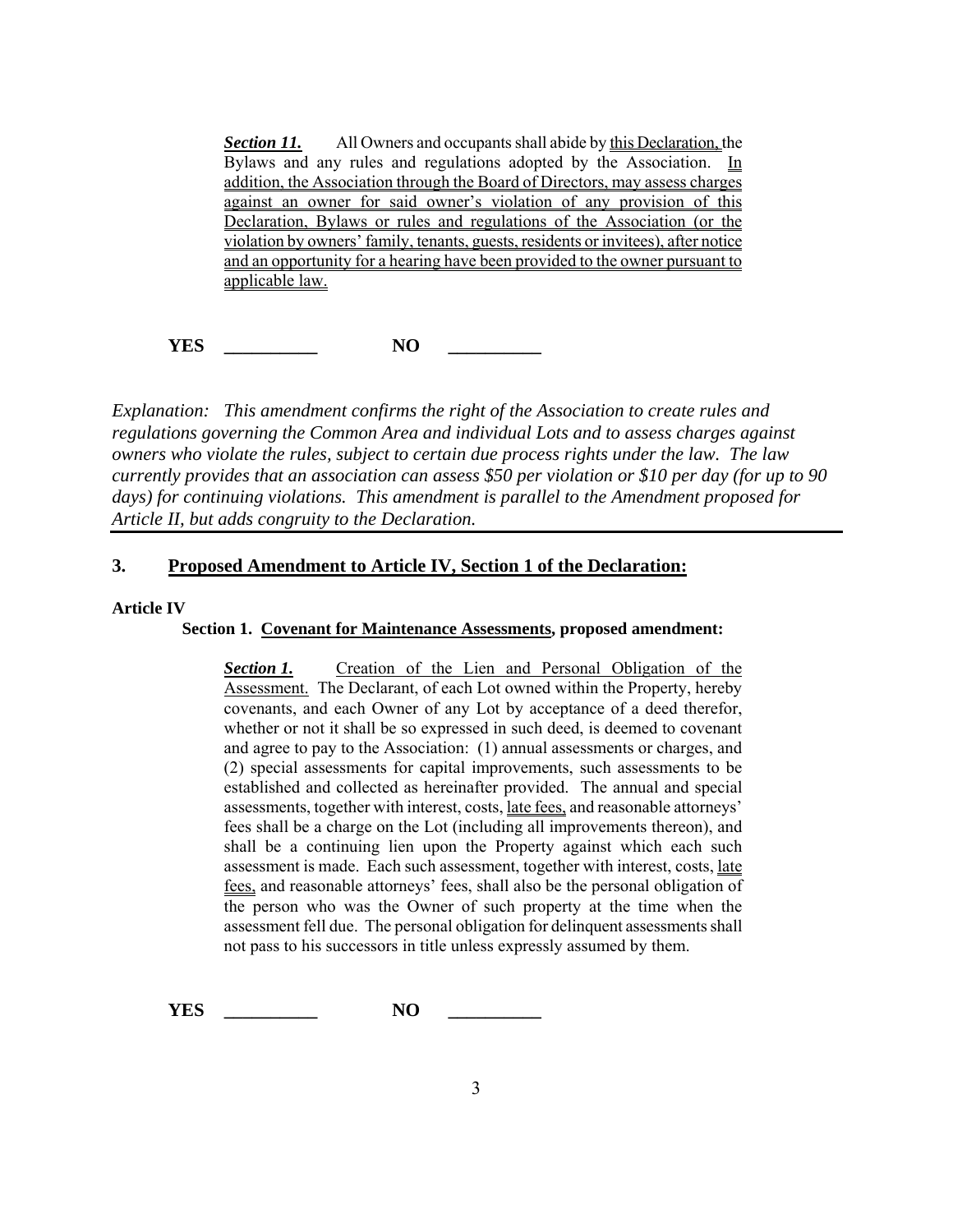***Section 11.*** All Owners and occupants shall abide by this Declaration, the Bylaws and any rules and regulations adopted by the Association. In addition, the Association through the Board of Directors, may assess charges against an owner for said owner's violation of any provision of this Declaration, Bylaws or rules and regulations of the Association (or the violation by owners' family, tenants, guests, residents or invitees), after notice and an opportunity for a hearing have been provided to the owner pursuant to applicable law.

**YES** __________ **NO** __________

*Explanation: This amendment confirms the right of the Association to create rules and regulations governing the Common Area and individual Lots and to assess charges against owners who violate the rules, subject to certain due process rights under the law. The law currently provides that an association can assess $50 per violation or $10 per day (for up to 90 days) for continuing violations. This amendment is parallel to the Amendment proposed for Article II, but adds congruity to the Declaration.*

---

## 3. Proposed Amendment to Article IV, Section 1 of the Declaration:

**Article IV**

**Section 1. Covenant for Maintenance Assessments, proposed amendment:**

***Section 1.*** Creation of the Lien and Personal Obligation of the Assessment. The Declarant, of each Lot owned within the Property, hereby covenants, and each Owner of any Lot by acceptance of a deed therefor, whether or not it shall be so expressed in such deed, is deemed to covenant and agree to pay to the Association: (1) annual assessments or charges, and (2) special assessments for capital improvements, such assessments to be established and collected as hereinafter provided. The annual and special assessments, together with interest, costs, late fees, and reasonable attorneys' fees shall be a charge on the Lot (including all improvements thereon), and shall be a continuing lien upon the Property against which each such assessment is made. Each such assessment, together with interest, costs, late fees, and reasonable attorneys' fees, shall also be the personal obligation of the person who was the Owner of such property at the time when the assessment fell due. The personal obligation for delinquent assessments shall not pass to his successors in title unless expressly assumed by them.

**YES** __________ **NO** __________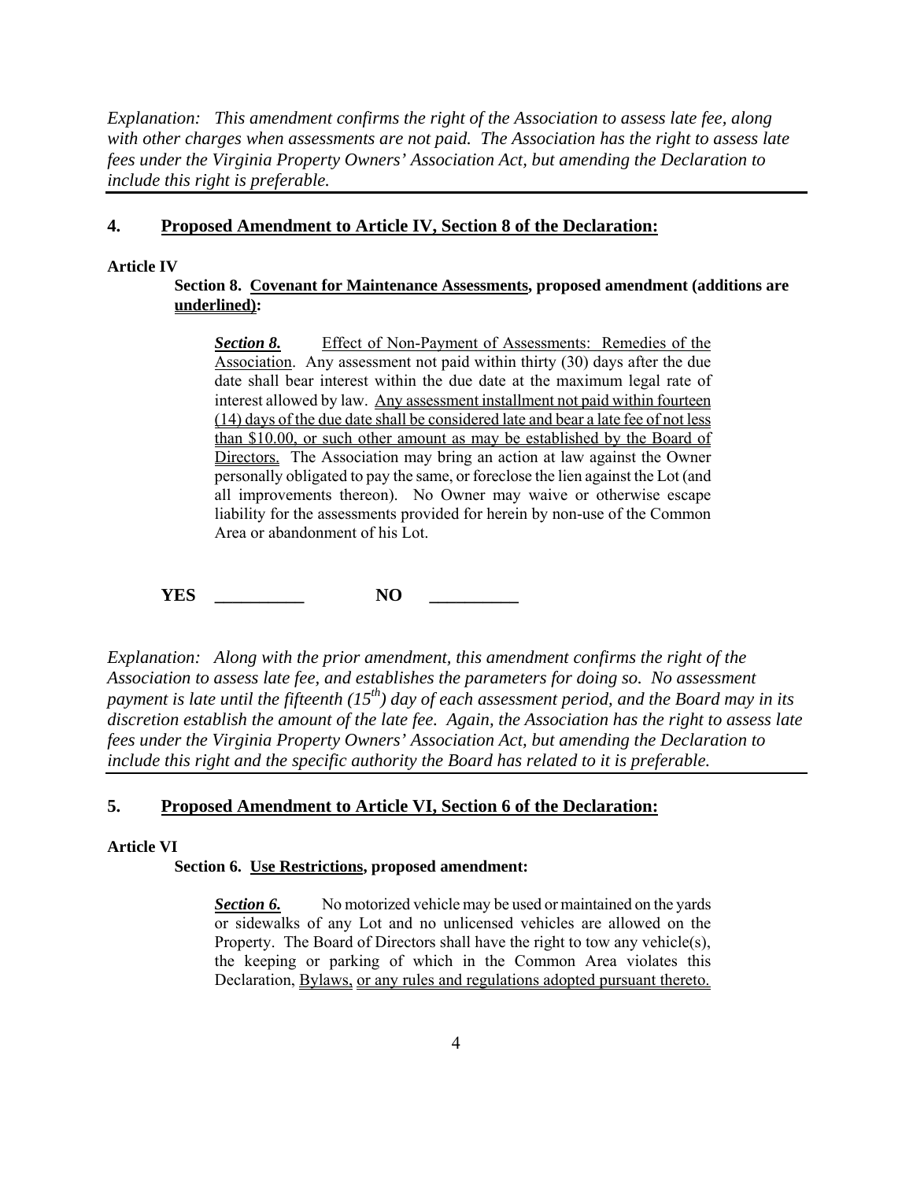*Explanation: This amendment confirms the right of the Association to assess late fee, along with other charges when assessments are not paid. The Association has the right to assess late fees under the Virginia Property Owners' Association Act, but amending the Declaration to include this right is preferable.*

---

## 4. Proposed Amendment to Article IV, Section 8 of the Declaration:

**Article IV**

**Section 8. Covenant for Maintenance Assessments, proposed amendment (additions are underlined):**

> ***Section 8.*** Effect of Non-Payment of Assessments: Remedies of the Association. Any assessment not paid within thirty (30) days after the due date shall bear interest within the due date at the maximum legal rate of interest allowed by law. Any assessment installment not paid within fourteen (14) days of the due date shall be considered late and bear a late fee of not less than $10.00, or such other amount as may be established by the Board of Directors. The Association may bring an action at law against the Owner personally obligated to pay the same, or foreclose the lien against the Lot (and all improvements thereon). No Owner may waive or otherwise escape liability for the assessments provided for herein by non-use of the Common Area or abandonment of his Lot.

**YES** __________ **NO** __________

*Explanation: Along with the prior amendment, this amendment confirms the right of the Association to assess late fee, and establishes the parameters for doing so. No assessment payment is late until the fifteenth (15th) day of each assessment period, and the Board may in its discretion establish the amount of the late fee. Again, the Association has the right to assess late fees under the Virginia Property Owners' Association Act, but amending the Declaration to include this right and the specific authority the Board has related to it is preferable.*

---

## 5. Proposed Amendment to Article VI, Section 6 of the Declaration:

**Article VI**

**Section 6. Use Restrictions, proposed amendment:**

> ***Section 6.*** No motorized vehicle may be used or maintained on the yards or sidewalks of any Lot and no unlicensed vehicles are allowed on the Property. The Board of Directors shall have the right to tow any vehicle(s), the keeping or parking of which in the Common Area violates this Declaration, Bylaws, or any rules and regulations adopted pursuant thereto.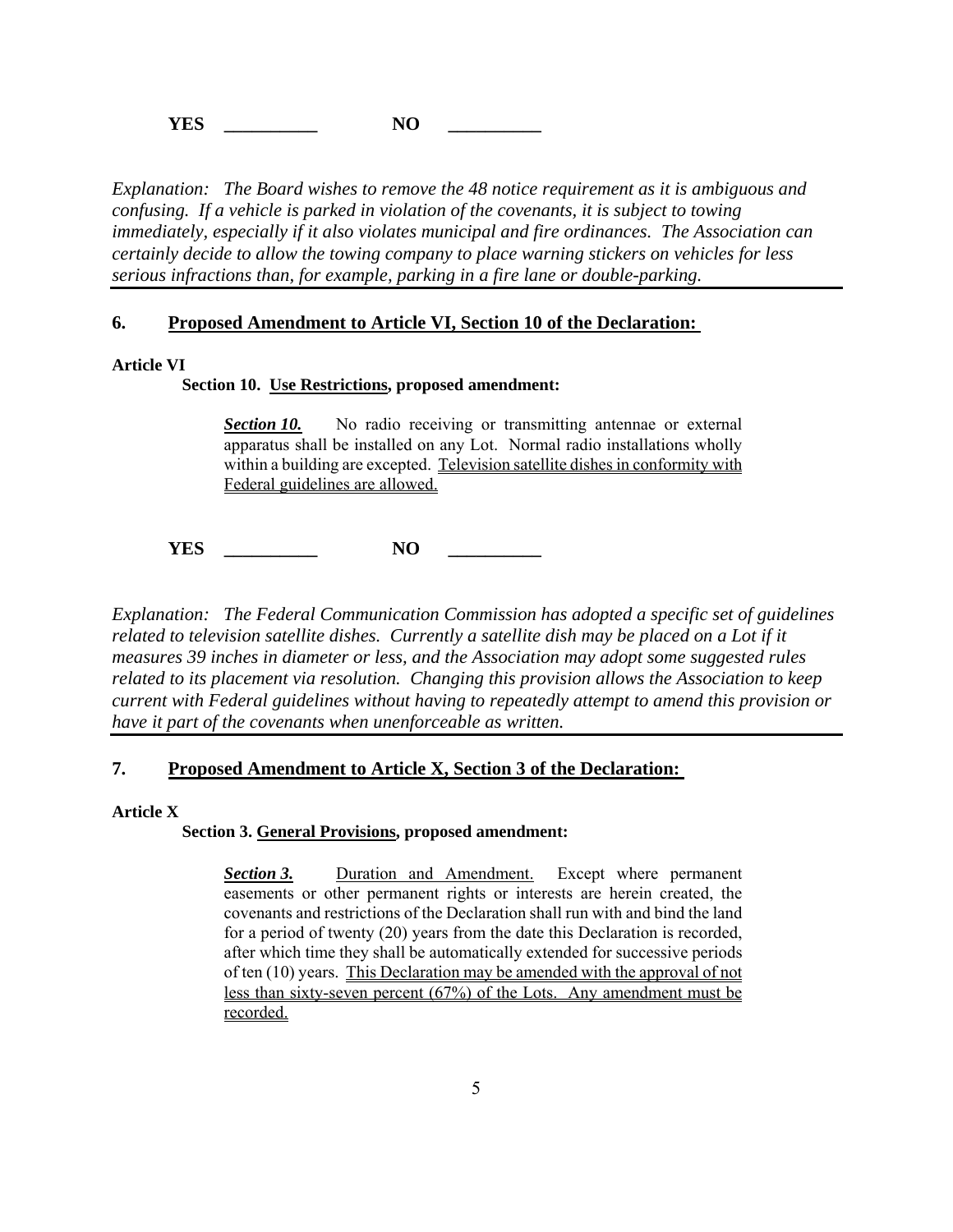**YES** __________ **NO** __________

*Explanation: The Board wishes to remove the 48 notice requirement as it is ambiguous and confusing. If a vehicle is parked in violation of the covenants, it is subject to towing immediately, especially if it also violates municipal and fire ordinances. The Association can certainly decide to allow the towing company to place warning stickers on vehicles for less serious infractions than, for example, parking in a fire lane or double-parking.*

---

## 6. Proposed Amendment to Article VI, Section 10 of the Declaration:

**Article VI**

**Section 10. Use Restrictions, proposed amendment:**

> ***Section 10.*** No radio receiving or transmitting antennae or external apparatus shall be installed on any Lot. Normal radio installations wholly within a building are excepted. Television satellite dishes in conformity with Federal guidelines are allowed.

**YES** __________ **NO** __________

*Explanation: The Federal Communication Commission has adopted a specific set of guidelines related to television satellite dishes. Currently a satellite dish may be placed on a Lot if it measures 39 inches in diameter or less, and the Association may adopt some suggested rules related to its placement via resolution. Changing this provision allows the Association to keep current with Federal guidelines without having to repeatedly attempt to amend this provision or have it part of the covenants when unenforceable as written.*

---

## 7. Proposed Amendment to Article X, Section 3 of the Declaration:

**Article X**

**Section 3. General Provisions, proposed amendment:**

> ***Section 3.*** Duration and Amendment. Except where permanent easements or other permanent rights or interests are herein created, the covenants and restrictions of the Declaration shall run with and bind the land for a period of twenty (20) years from the date this Declaration is recorded, after which time they shall be automatically extended for successive periods of ten (10) years. This Declaration may be amended with the approval of not less than sixty-seven percent (67%) of the Lots. Any amendment must be recorded.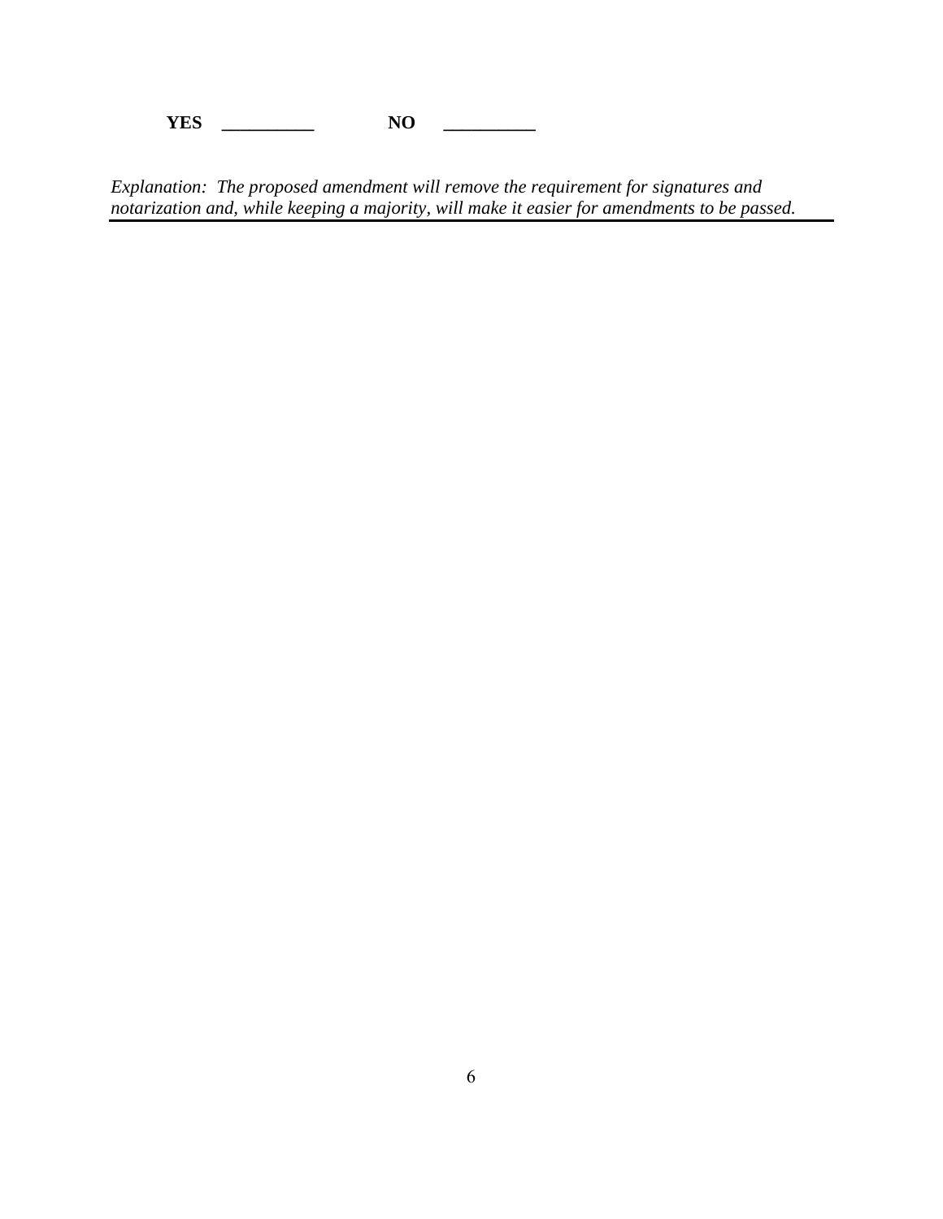**YES** __________ **NO** __________

*Explanation: The proposed amendment will remove the requirement for signatures and notarization and, while keeping a majority, will make it easier for amendments to be passed.*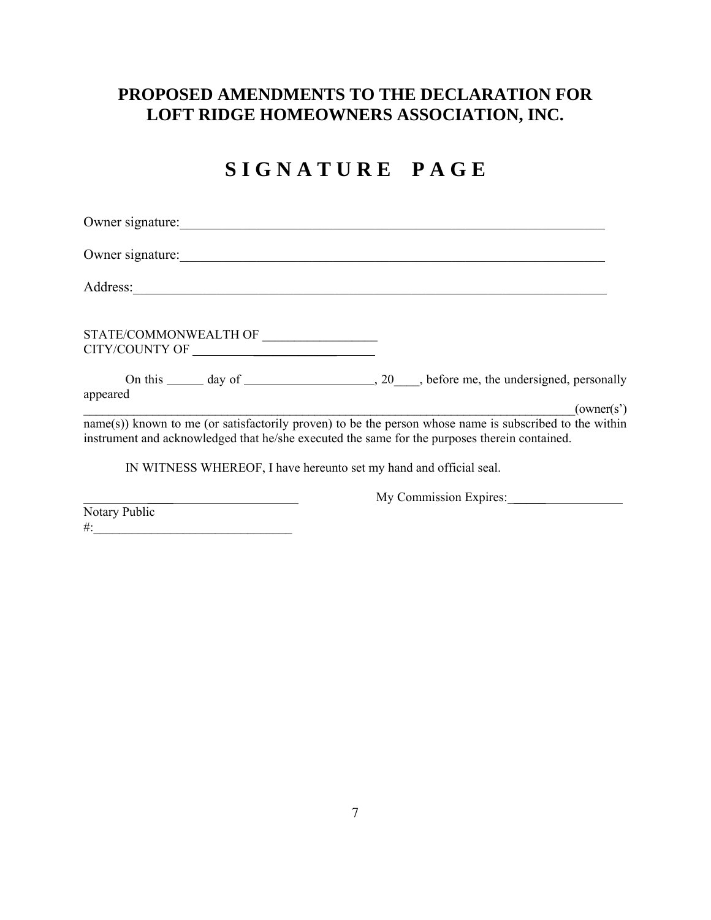# PROPOSED AMENDMENTS TO THE DECLARATION FOR LOFT RIDGE HOMEOWNERS ASSOCIATION, INC.

## S I G N A T U R E   P A G E

Owner signature:_________________________________________________________________

Owner signature:_________________________________________________________________

Address:________________________________________________________________________

STATE/COMMONWEALTH OF _________________
CITY/COUNTY OF _________________________

On this ______ day of ____________________, 20____, before me, the undersigned, personally appeared ______________________________________________________________________(owner(s') name(s)) known to me (or satisfactorily proven) to be the person whose name is subscribed to the within instrument and acknowledged that he/she executed the same for the purposes therein contained.

IN WITNESS WHEREOF, I have hereunto set my hand and official seal.

_______________________________ My Commission Expires:_________________

Notary Public
#:_______________________________